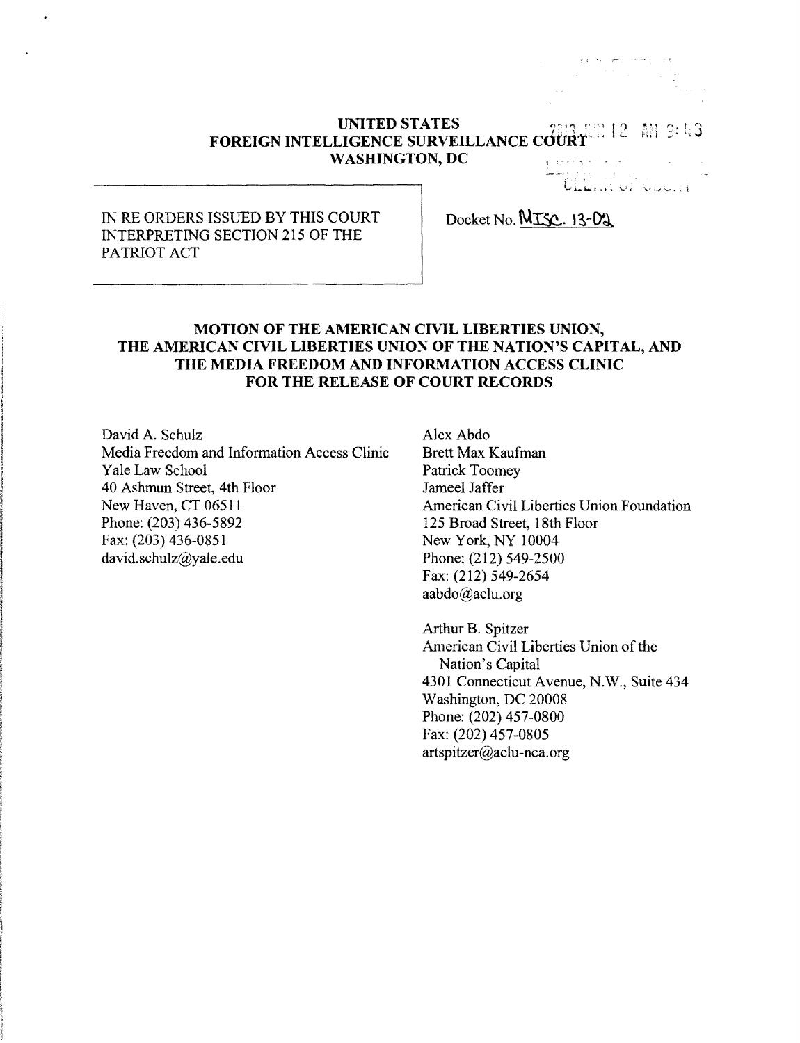**UNITED STATES**
**FOREIGN INTELLIGENCE SURVEILLANCE COURT**
**WASHINGTON, DC**

2013 JUN 12 AM 9:43

CLERK OF COURT

| IN RE ORDERS ISSUED BY THIS COURT INTERPRETING SECTION 215 OF THE PATRIOT ACT | Docket No. Misc. 13-02 |
|---|---|

## MOTION OF THE AMERICAN CIVIL LIBERTIES UNION, THE AMERICAN CIVIL LIBERTIES UNION OF THE NATION'S CAPITAL, AND THE MEDIA FREEDOM AND INFORMATION ACCESS CLINIC FOR THE RELEASE OF COURT RECORDS

David A. Schulz
Media Freedom and Information Access Clinic
Yale Law School
40 Ashmun Street, 4th Floor
New Haven, CT 06511
Phone: (203) 436-5892
Fax: (203) 436-0851
david.schulz@yale.edu

Alex Abdo
Brett Max Kaufman
Patrick Toomey
Jameel Jaffer
American Civil Liberties Union Foundation
125 Broad Street, 18th Floor
New York, NY 10004
Phone: (212) 549-2500
Fax: (212) 549-2654
aabdo@aclu.org

Arthur B. Spitzer
American Civil Liberties Union of the Nation's Capital
4301 Connecticut Avenue, N.W., Suite 434
Washington, DC 20008
Phone: (202) 457-0800
Fax: (202) 457-0805
artspitzer@aclu-nca.org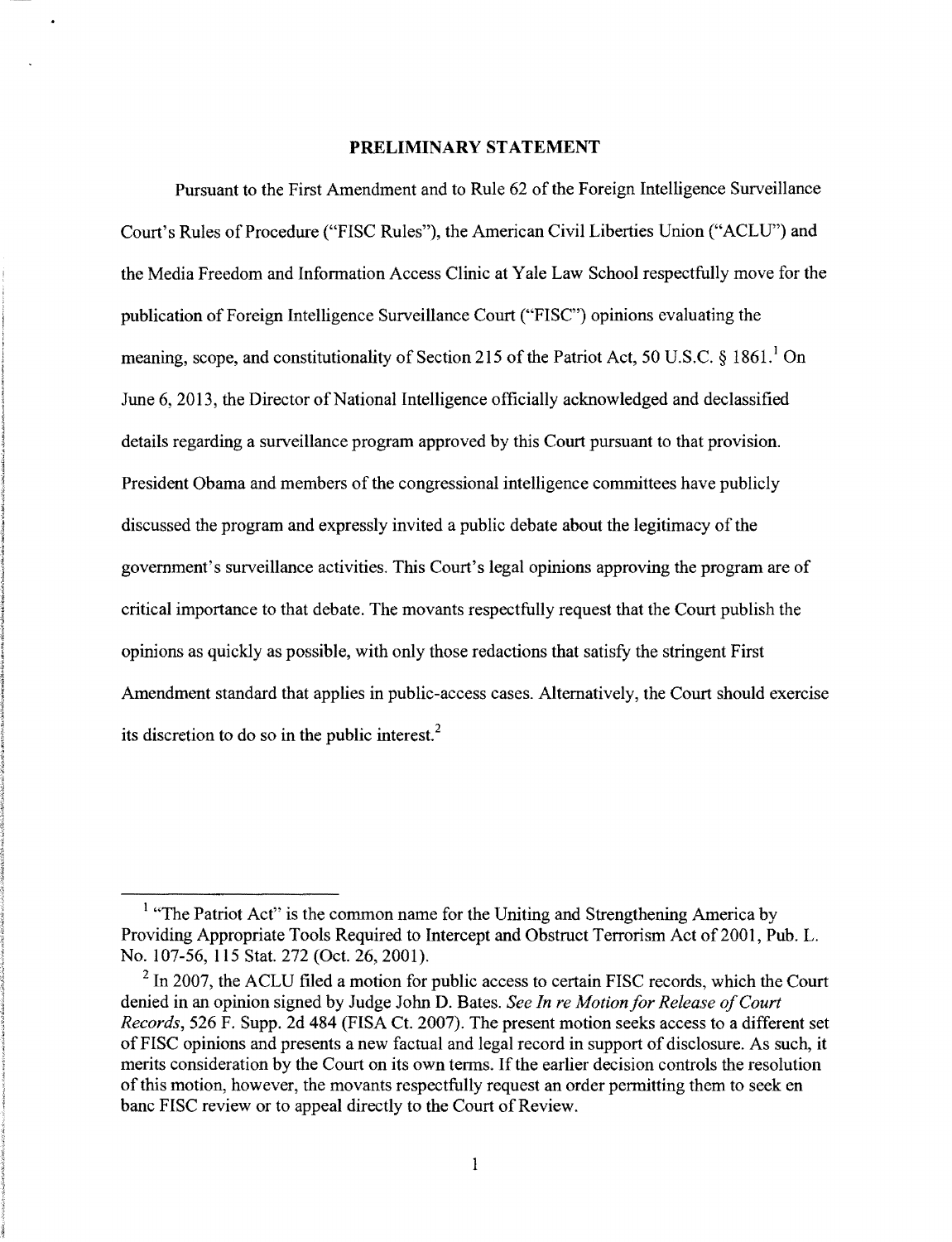## PRELIMINARY STATEMENT

Pursuant to the First Amendment and to Rule 62 of the Foreign Intelligence Surveillance Court's Rules of Procedure ("FISC Rules"), the American Civil Liberties Union ("ACLU") and the Media Freedom and Information Access Clinic at Yale Law School respectfully move for the publication of Foreign Intelligence Surveillance Court ("FISC") opinions evaluating the meaning, scope, and constitutionality of Section 215 of the Patriot Act, 50 U.S.C. § 1861.[1] On June 6, 2013, the Director of National Intelligence officially acknowledged and declassified details regarding a surveillance program approved by this Court pursuant to that provision. President Obama and members of the congressional intelligence committees have publicly discussed the program and expressly invited a public debate about the legitimacy of the government's surveillance activities. This Court's legal opinions approving the program are of critical importance to that debate. The movants respectfully request that the Court publish the opinions as quickly as possible, with only those redactions that satisfy the stringent First Amendment standard that applies in public-access cases. Alternatively, the Court should exercise its discretion to do so in the public interest.[2]

---

[1] "The Patriot Act" is the common name for the Uniting and Strengthening America by Providing Appropriate Tools Required to Intercept and Obstruct Terrorism Act of 2001, Pub. L. No. 107-56, 115 Stat. 272 (Oct. 26, 2001).

[2] In 2007, the ACLU filed a motion for public access to certain FISC records, which the Court denied in an opinion signed by Judge John D. Bates. *See In re Motion for Release of Court Records*, 526 F. Supp. 2d 484 (FISA Ct. 2007). The present motion seeks access to a different set of FISC opinions and presents a new factual and legal record in support of disclosure. As such, it merits consideration by the Court on its own terms. If the earlier decision controls the resolution of this motion, however, the movants respectfully request an order permitting them to seek en banc FISC review or to appeal directly to the Court of Review.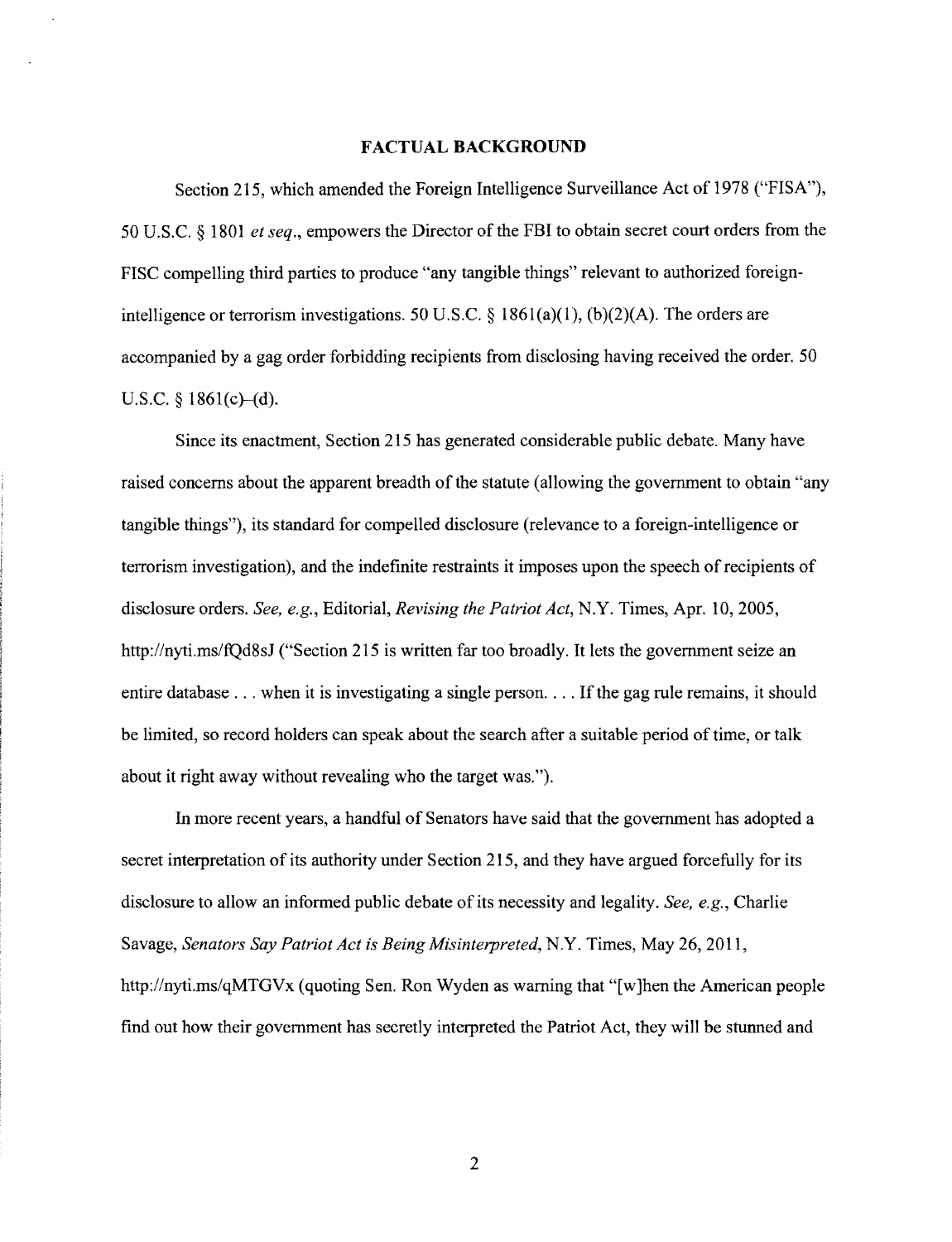## FACTUAL BACKGROUND

Section 215, which amended the Foreign Intelligence Surveillance Act of 1978 ("FISA"), 50 U.S.C. § 1801 *et seq.*, empowers the Director of the FBI to obtain secret court orders from the FISC compelling third parties to produce "any tangible things" relevant to authorized foreign-intelligence or terrorism investigations. 50 U.S.C. § 1861(a)(1), (b)(2)(A). The orders are accompanied by a gag order forbidding recipients from disclosing having received the order. 50 U.S.C. § 1861(c)–(d).

Since its enactment, Section 215 has generated considerable public debate. Many have raised concerns about the apparent breadth of the statute (allowing the government to obtain "any tangible things"), its standard for compelled disclosure (relevance to a foreign-intelligence or terrorism investigation), and the indefinite restraints it imposes upon the speech of recipients of disclosure orders. *See, e.g.*, Editorial, *Revising the Patriot Act*, N.Y. Times, Apr. 10, 2005, http://nyti.ms/fQd8sJ ("Section 215 is written far too broadly. It lets the government seize an entire database . . . when it is investigating a single person. . . . If the gag rule remains, it should be limited, so record holders can speak about the search after a suitable period of time, or talk about it right away without revealing who the target was.").

In more recent years, a handful of Senators have said that the government has adopted a secret interpretation of its authority under Section 215, and they have argued forcefully for its disclosure to allow an informed public debate of its necessity and legality. *See, e.g.*, Charlie Savage, *Senators Say Patriot Act is Being Misinterpreted*, N.Y. Times, May 26, 2011, http://nyti.ms/qMTGVx (quoting Sen. Ron Wyden as warning that "[w]hen the American people find out how their government has secretly interpreted the Patriot Act, they will be stunned and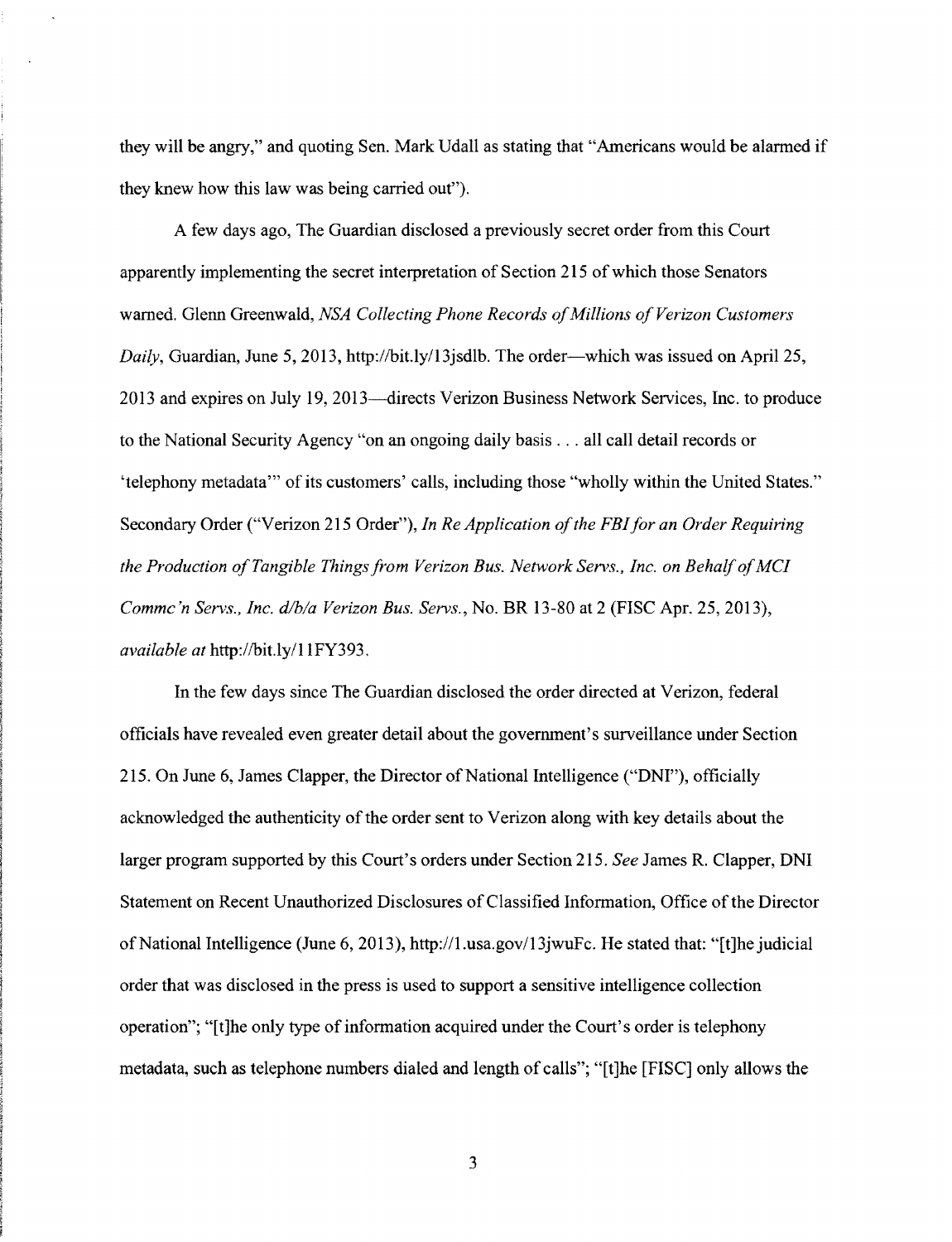they will be angry," and quoting Sen. Mark Udall as stating that "Americans would be alarmed if they knew how this law was being carried out").

A few days ago, The Guardian disclosed a previously secret order from this Court apparently implementing the secret interpretation of Section 215 of which those Senators warned. Glenn Greenwald, *NSA Collecting Phone Records of Millions of Verizon Customers Daily*, Guardian, June 5, 2013, http://bit.ly/13jsdlb. The order—which was issued on April 25, 2013 and expires on July 19, 2013—directs Verizon Business Network Services, Inc. to produce to the National Security Agency "on an ongoing daily basis . . . all call detail records or 'telephony metadata'" of its customers' calls, including those "wholly within the United States." Secondary Order ("Verizon 215 Order"), *In Re Application of the FBI for an Order Requiring the Production of Tangible Things from Verizon Bus. Network Servs., Inc. on Behalf of MCI Commc'n Servs., Inc. d/b/a Verizon Bus. Servs.*, No. BR 13-80 at 2 (FISC Apr. 25, 2013), *available at* http://bit.ly/11FY393.

In the few days since The Guardian disclosed the order directed at Verizon, federal officials have revealed even greater detail about the government's surveillance under Section 215. On June 6, James Clapper, the Director of National Intelligence ("DNI"), officially acknowledged the authenticity of the order sent to Verizon along with key details about the larger program supported by this Court's orders under Section 215. *See* James R. Clapper, DNI Statement on Recent Unauthorized Disclosures of Classified Information, Office of the Director of National Intelligence (June 6, 2013), http://1.usa.gov/13jwuFc. He stated that: "[t]he judicial order that was disclosed in the press is used to support a sensitive intelligence collection operation"; "[t]he only type of information acquired under the Court's order is telephony metadata, such as telephone numbers dialed and length of calls"; "[t]he [FISC] only allows the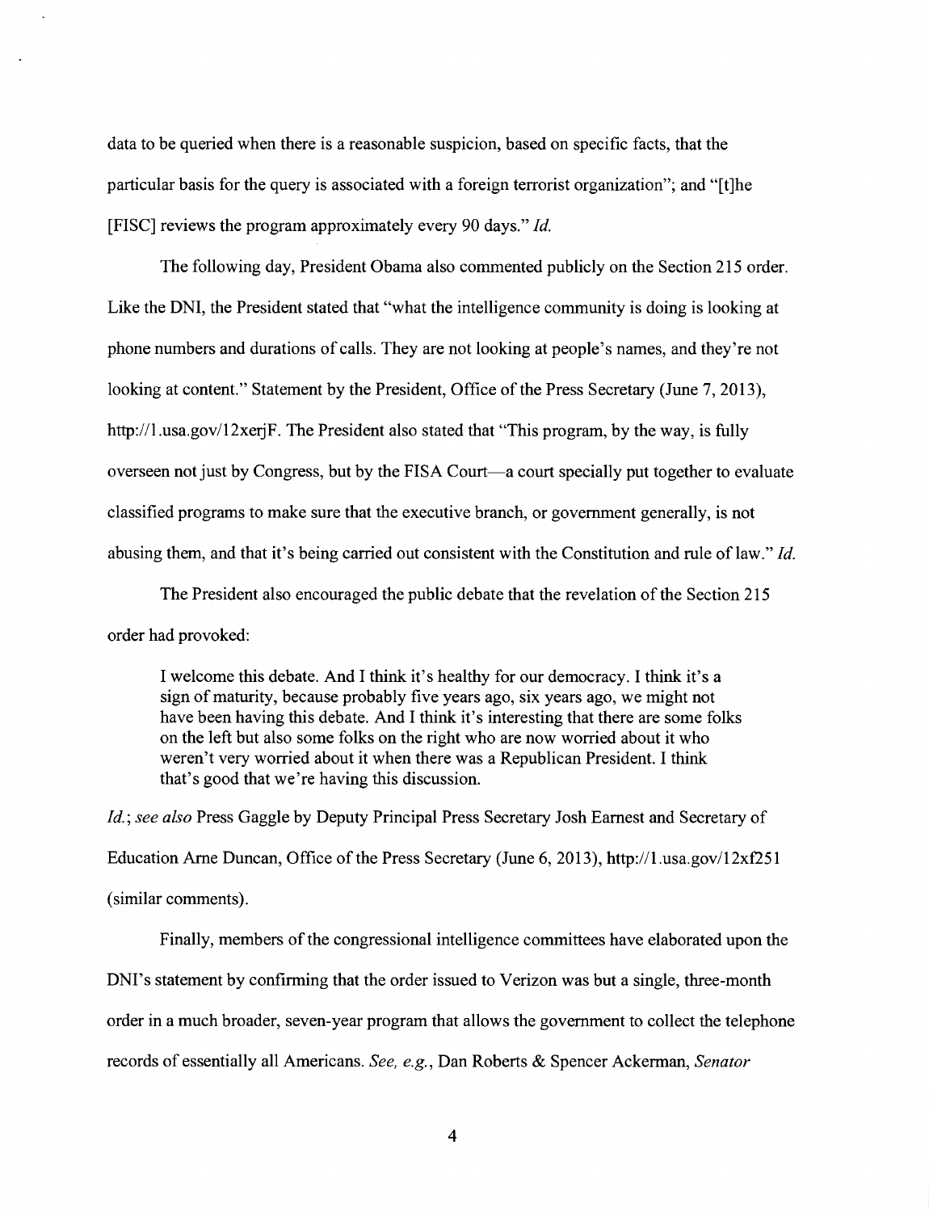data to be queried when there is a reasonable suspicion, based on specific facts, that the particular basis for the query is associated with a foreign terrorist organization"; and "[t]he [FISC] reviews the program approximately every 90 days." *Id.*

The following day, President Obama also commented publicly on the Section 215 order. Like the DNI, the President stated that "what the intelligence community is doing is looking at phone numbers and durations of calls. They are not looking at people's names, and they're not looking at content." Statement by the President, Office of the Press Secretary (June 7, 2013), http://1.usa.gov/12xerjF. The President also stated that "This program, by the way, is fully overseen not just by Congress, but by the FISA Court—a court specially put together to evaluate classified programs to make sure that the executive branch, or government generally, is not abusing them, and that it's being carried out consistent with the Constitution and rule of law." *Id.*

The President also encouraged the public debate that the revelation of the Section 215 order had provoked:

> I welcome this debate. And I think it's healthy for our democracy. I think it's a sign of maturity, because probably five years ago, six years ago, we might not have been having this debate. And I think it's interesting that there are some folks on the left but also some folks on the right who are now worried about it who weren't very worried about it when there was a Republican President. I think that's good that we're having this discussion.

*Id.*; *see also* Press Gaggle by Deputy Principal Press Secretary Josh Earnest and Secretary of Education Arne Duncan, Office of the Press Secretary (June 6, 2013), http://1.usa.gov/12xf251 (similar comments).

Finally, members of the congressional intelligence committees have elaborated upon the DNI's statement by confirming that the order issued to Verizon was but a single, three-month order in a much broader, seven-year program that allows the government to collect the telephone records of essentially all Americans. *See, e.g.*, Dan Roberts & Spencer Ackerman, *Senator*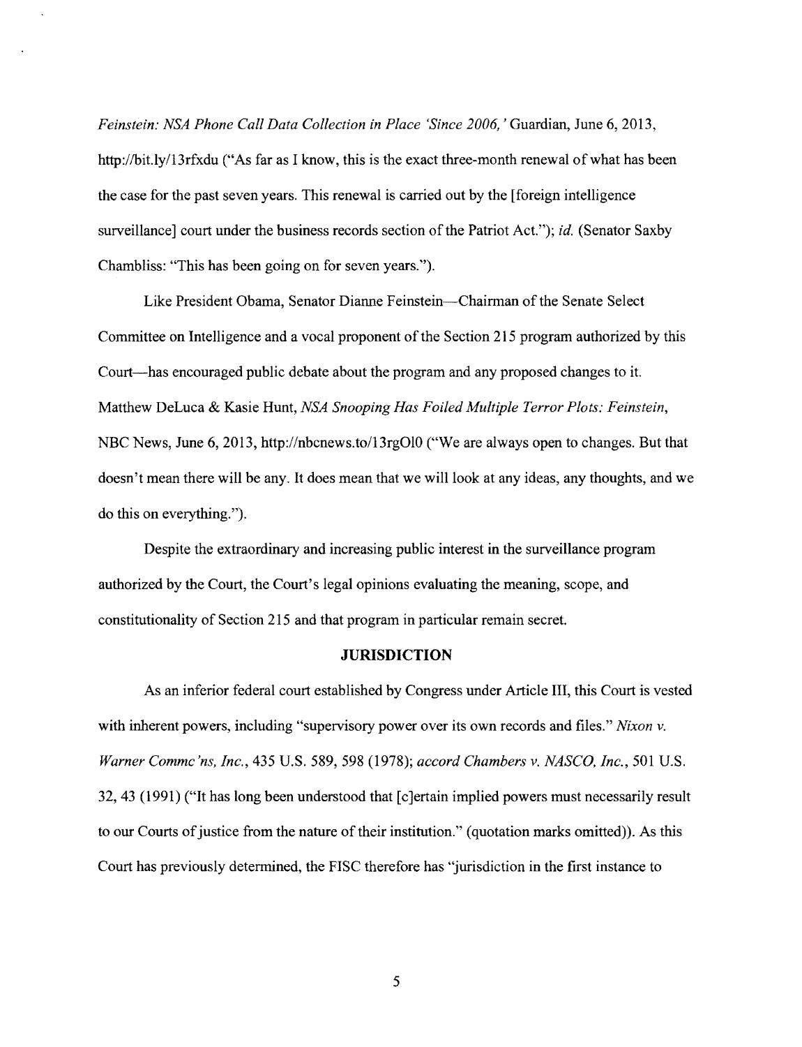*Feinstein: NSA Phone Call Data Collection in Place 'Since 2006,'* Guardian, June 6, 2013, http://bit.ly/13rfxdu ("As far as I know, this is the exact three-month renewal of what has been the case for the past seven years. This renewal is carried out by the [foreign intelligence surveillance] court under the business records section of the Patriot Act."); *id.* (Senator Saxby Chambliss: "This has been going on for seven years.").

Like President Obama, Senator Dianne Feinstein—Chairman of the Senate Select Committee on Intelligence and a vocal proponent of the Section 215 program authorized by this Court—has encouraged public debate about the program and any proposed changes to it. Matthew DeLuca & Kasie Hunt, *NSA Snooping Has Foiled Multiple Terror Plots: Feinstein*, NBC News, June 6, 2013, http://nbcnews.to/13rgOl0 ("We are always open to changes. But that doesn't mean there will be any. It does mean that we will look at any ideas, any thoughts, and we do this on everything.").

Despite the extraordinary and increasing public interest in the surveillance program authorized by the Court, the Court's legal opinions evaluating the meaning, scope, and constitutionality of Section 215 and that program in particular remain secret.

## JURISDICTION

As an inferior federal court established by Congress under Article III, this Court is vested with inherent powers, including "supervisory power over its own records and files." *Nixon v. Warner Commc'ns, Inc.*, 435 U.S. 589, 598 (1978); *accord Chambers v. NASCO, Inc.*, 501 U.S. 32, 43 (1991) ("It has long been understood that [c]ertain implied powers must necessarily result to our Courts of justice from the nature of their institution." (quotation marks omitted)). As this Court has previously determined, the FISC therefore has "jurisdiction in the first instance to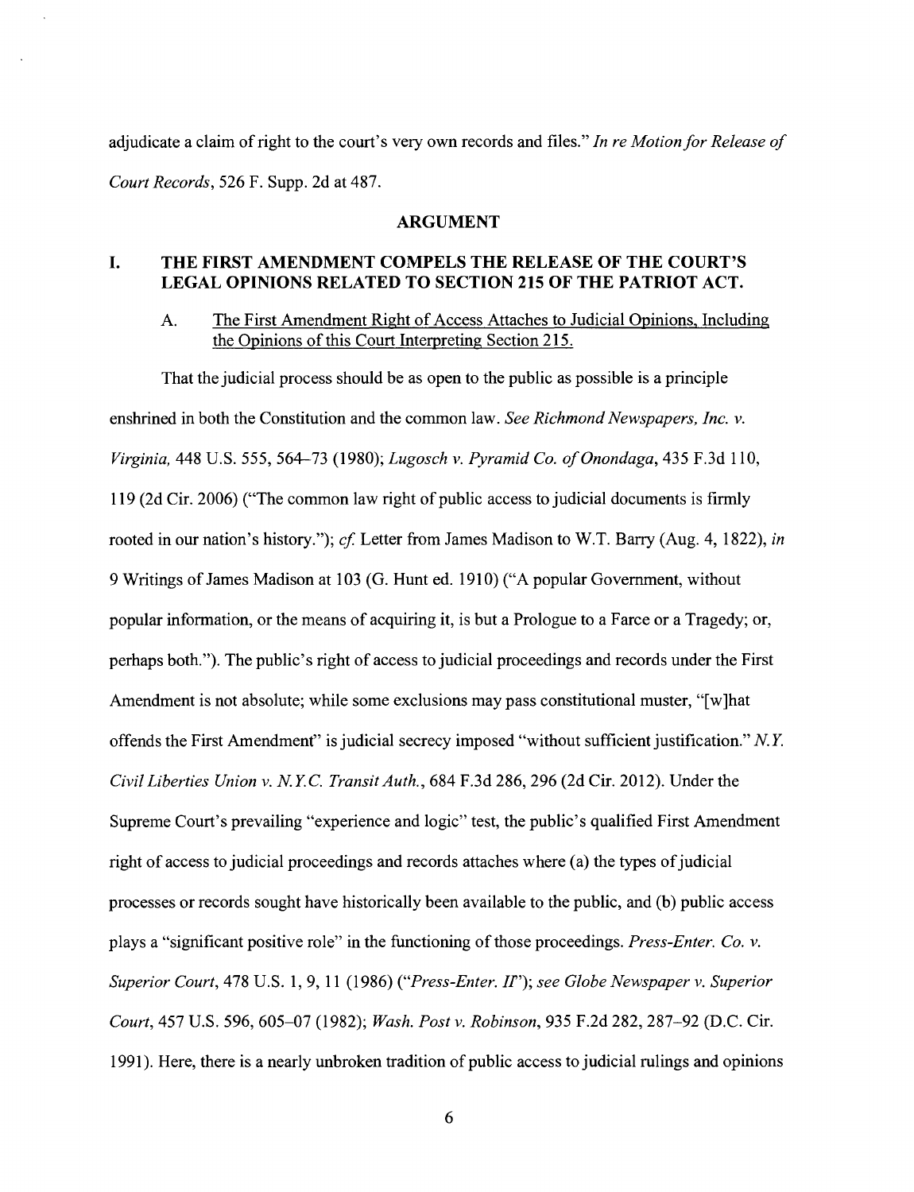adjudicate a claim of right to the court's very own records and files." *In re Motion for Release of Court Records*, 526 F. Supp. 2d at 487.

## ARGUMENT

### I. THE FIRST AMENDMENT COMPELS THE RELEASE OF THE COURT'S LEGAL OPINIONS RELATED TO SECTION 215 OF THE PATRIOT ACT.

#### A. The First Amendment Right of Access Attaches to Judicial Opinions, Including the Opinions of this Court Interpreting Section 215.

That the judicial process should be as open to the public as possible is a principle enshrined in both the Constitution and the common law. *See Richmond Newspapers, Inc. v. Virginia,* 448 U.S. 555, 564–73 (1980); *Lugosch v. Pyramid Co. of Onondaga*, 435 F.3d 110, 119 (2d Cir. 2006) ("The common law right of public access to judicial documents is firmly rooted in our nation's history."); *cf.* Letter from James Madison to W.T. Barry (Aug. 4, 1822), *in* 9 Writings of James Madison at 103 (G. Hunt ed. 1910) ("A popular Government, without popular information, or the means of acquiring it, is but a Prologue to a Farce or a Tragedy; or, perhaps both."). The public's right of access to judicial proceedings and records under the First Amendment is not absolute; while some exclusions may pass constitutional muster, "[w]hat offends the First Amendment" is judicial secrecy imposed "without sufficient justification." *N.Y. Civil Liberties Union v. N.Y.C. Transit Auth.*, 684 F.3d 286, 296 (2d Cir. 2012). Under the Supreme Court's prevailing "experience and logic" test, the public's qualified First Amendment right of access to judicial proceedings and records attaches where (a) the types of judicial processes or records sought have historically been available to the public, and (b) public access plays a "significant positive role" in the functioning of those proceedings. *Press-Enter. Co. v. Superior Court*, 478 U.S. 1, 9, 11 (1986) (*"Press-Enter. II"*); *see Globe Newspaper v. Superior Court*, 457 U.S. 596, 605–07 (1982); *Wash. Post v. Robinson*, 935 F.2d 282, 287–92 (D.C. Cir. 1991). Here, there is a nearly unbroken tradition of public access to judicial rulings and opinions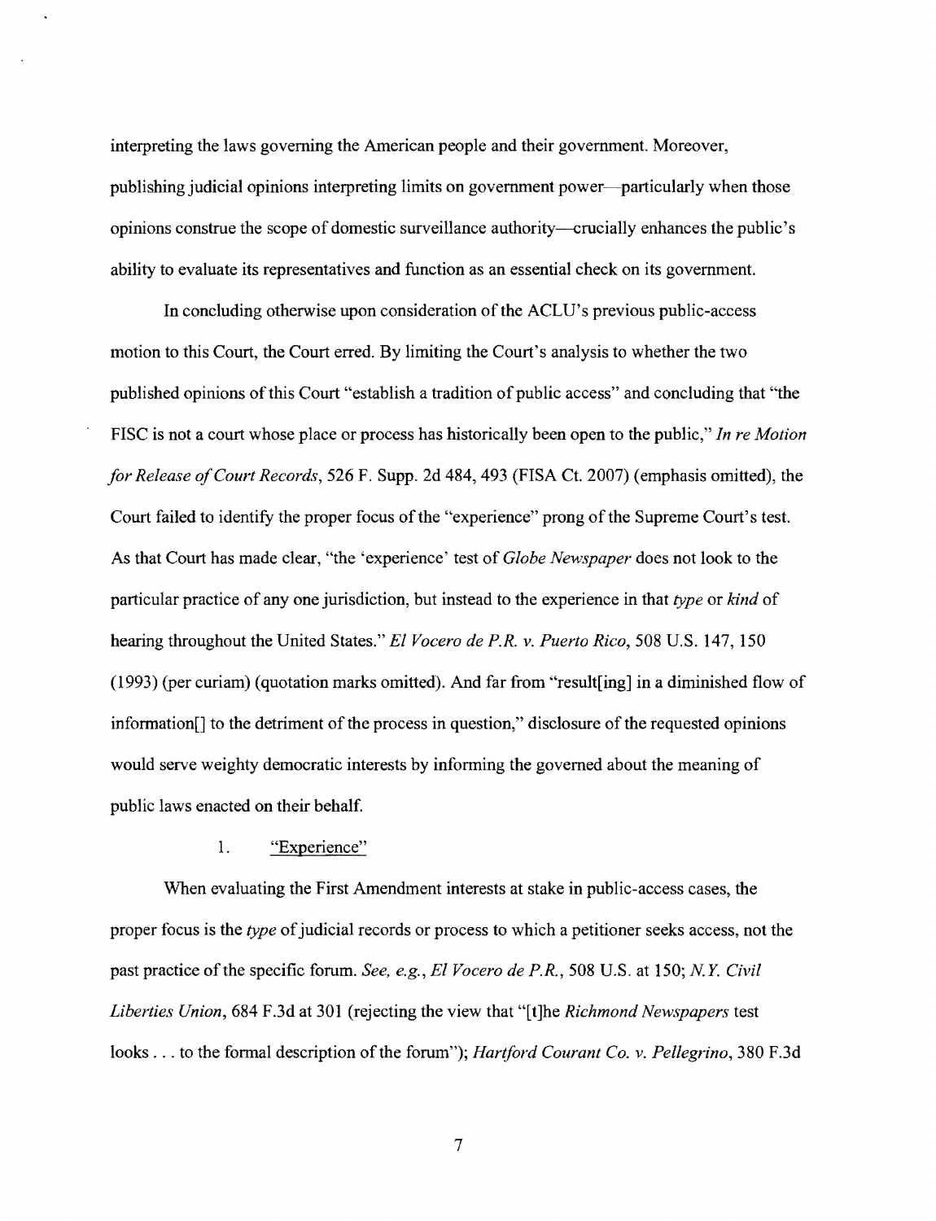interpreting the laws governing the American people and their government. Moreover, publishing judicial opinions interpreting limits on government power—particularly when those opinions construe the scope of domestic surveillance authority—crucially enhances the public's ability to evaluate its representatives and function as an essential check on its government.

In concluding otherwise upon consideration of the ACLU's previous public-access motion to this Court, the Court erred. By limiting the Court's analysis to whether the two published opinions of this Court "establish a tradition of public access" and concluding that "the FISC is not a court whose place or process has historically been open to the public," *In re Motion for Release of Court Records*, 526 F. Supp. 2d 484, 493 (FISA Ct. 2007) (emphasis omitted), the Court failed to identify the proper focus of the "experience" prong of the Supreme Court's test. As that Court has made clear, "the 'experience' test of *Globe Newspaper* does not look to the particular practice of any one jurisdiction, but instead to the experience in that *type* or *kind* of hearing throughout the United States." *El Vocero de P.R. v. Puerto Rico*, 508 U.S. 147, 150 (1993) (per curiam) (quotation marks omitted). And far from "result[ing] in a diminished flow of information[] to the detriment of the process in question," disclosure of the requested opinions would serve weighty democratic interests by informing the governed about the meaning of public laws enacted on their behalf.

1. "Experience"

When evaluating the First Amendment interests at stake in public-access cases, the proper focus is the *type* of judicial records or process to which a petitioner seeks access, not the past practice of the specific forum. *See, e.g.*, *El Vocero de P.R.*, 508 U.S. at 150; *N.Y. Civil Liberties Union*, 684 F.3d at 301 (rejecting the view that "[t]he *Richmond Newspapers* test looks . . . to the formal description of the forum"); *Hartford Courant Co. v. Pellegrino*, 380 F.3d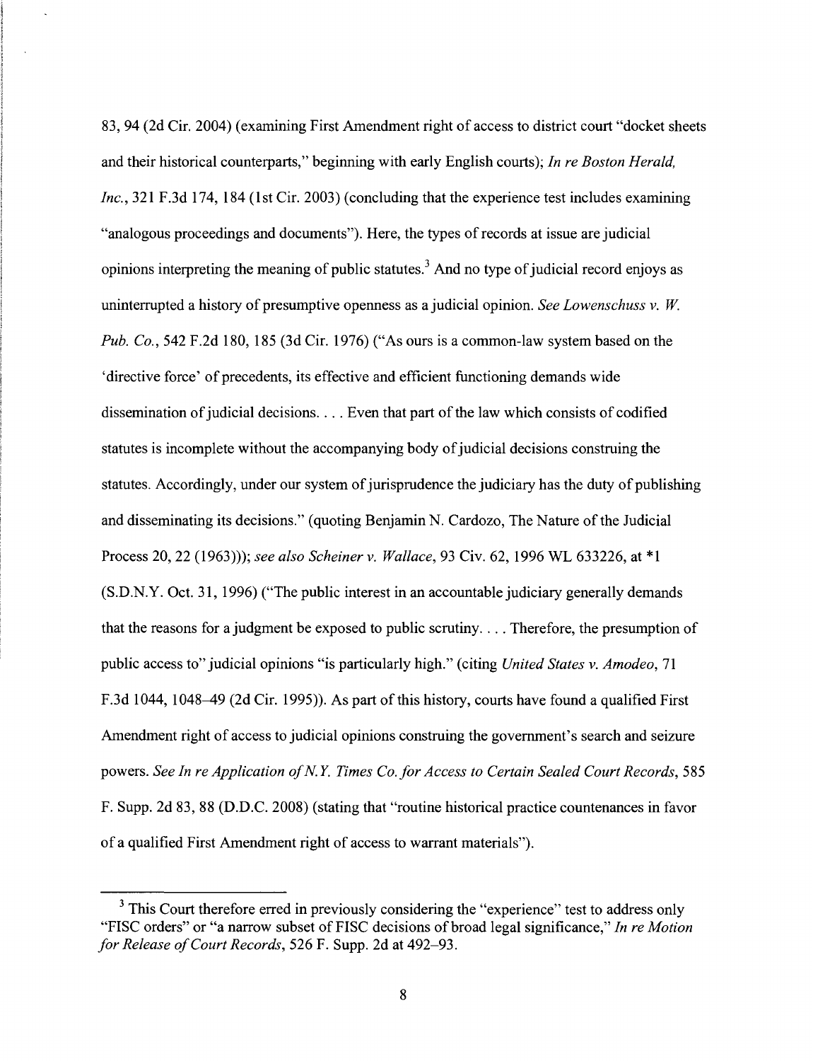83, 94 (2d Cir. 2004) (examining First Amendment right of access to district court "docket sheets and their historical counterparts," beginning with early English courts); *In re Boston Herald, Inc.*, 321 F.3d 174, 184 (1st Cir. 2003) (concluding that the experience test includes examining "analogous proceedings and documents"). Here, the types of records at issue are judicial opinions interpreting the meaning of public statutes.[3] And no type of judicial record enjoys as uninterrupted a history of presumptive openness as a judicial opinion. *See Lowenschuss v. W. Pub. Co.*, 542 F.2d 180, 185 (3d Cir. 1976) ("As ours is a common-law system based on the 'directive force' of precedents, its effective and efficient functioning demands wide dissemination of judicial decisions. . . . Even that part of the law which consists of codified statutes is incomplete without the accompanying body of judicial decisions construing the statutes. Accordingly, under our system of jurisprudence the judiciary has the duty of publishing and disseminating its decisions." (quoting Benjamin N. Cardozo, The Nature of the Judicial Process 20, 22 (1963))); *see also Scheiner v. Wallace*, 93 Civ. 62, 1996 WL 633226, at *1 (S.D.N.Y. Oct. 31, 1996) ("The public interest in an accountable judiciary generally demands that the reasons for a judgment be exposed to public scrutiny. . . . Therefore, the presumption of public access to" judicial opinions "is particularly high." (citing *United States v. Amodeo*, 71 F.3d 1044, 1048–49 (2d Cir. 1995)). As part of this history, courts have found a qualified First Amendment right of access to judicial opinions construing the government's search and seizure powers. *See In re Application of N.Y. Times Co. for Access to Certain Sealed Court Records*, 585 F. Supp. 2d 83, 88 (D.D.C. 2008) (stating that "routine historical practice countenances in favor of a qualified First Amendment right of access to warrant materials").

[3] This Court therefore erred in previously considering the "experience" test to address only "FISC orders" or "a narrow subset of FISC decisions of broad legal significance," *In re Motion for Release of Court Records*, 526 F. Supp. 2d at 492–93.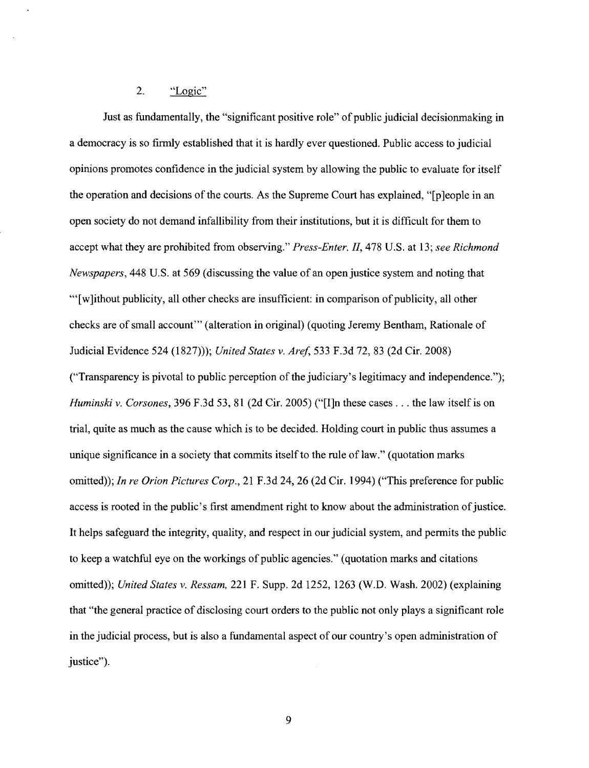2. <u>"Logic"</u>

Just as fundamentally, the "significant positive role" of public judicial decisionmaking in a democracy is so firmly established that it is hardly ever questioned. Public access to judicial opinions promotes confidence in the judicial system by allowing the public to evaluate for itself the operation and decisions of the courts. As the Supreme Court has explained, "[p]eople in an open society do not demand infallibility from their institutions, but it is difficult for them to accept what they are prohibited from observing." *Press-Enter. II*, 478 U.S. at 13; *see Richmond Newspapers*, 448 U.S. at 569 (discussing the value of an open justice system and noting that "'[w]ithout publicity, all other checks are insufficient: in comparison of publicity, all other checks are of small account'" (alteration in original) (quoting Jeremy Bentham, Rationale of Judicial Evidence 524 (1827))); *United States v. Aref*, 533 F.3d 72, 83 (2d Cir. 2008) ("Transparency is pivotal to public perception of the judiciary's legitimacy and independence."); *Huminski v. Corsones*, 396 F.3d 53, 81 (2d Cir. 2005) ("[I]n these cases . . . the law itself is on trial, quite as much as the cause which is to be decided. Holding court in public thus assumes a unique significance in a society that commits itself to the rule of law." (quotation marks omitted)); *In re Orion Pictures Corp.*, 21 F.3d 24, 26 (2d Cir. 1994) ("This preference for public access is rooted in the public's first amendment right to know about the administration of justice. It helps safeguard the integrity, quality, and respect in our judicial system, and permits the public to keep a watchful eye on the workings of public agencies." (quotation marks and citations omitted)); *United States v. Ressam*, 221 F. Supp. 2d 1252, 1263 (W.D. Wash. 2002) (explaining that "the general practice of disclosing court orders to the public not only plays a significant role in the judicial process, but is also a fundamental aspect of our country's open administration of justice").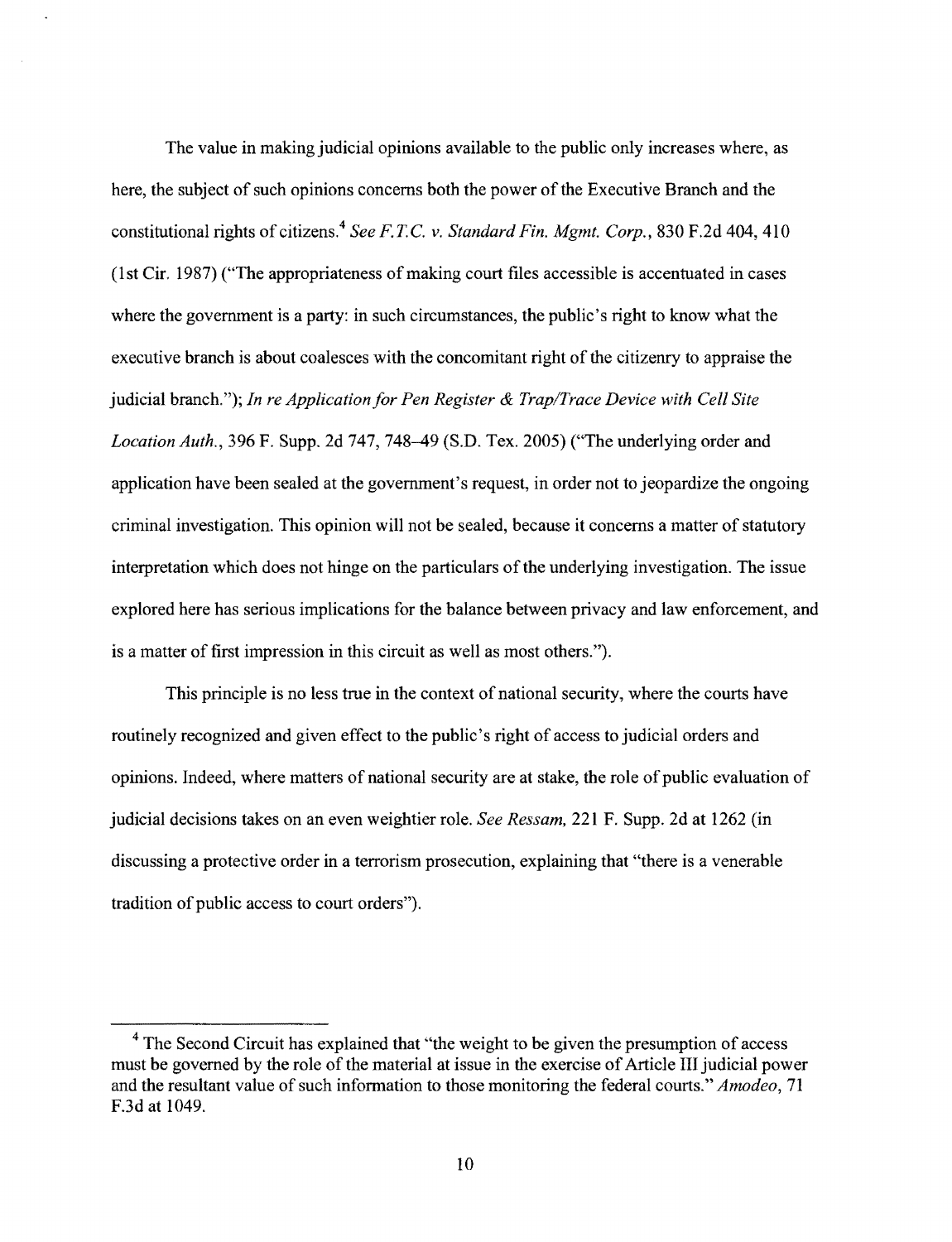The value in making judicial opinions available to the public only increases where, as here, the subject of such opinions concerns both the power of the Executive Branch and the constitutional rights of citizens.[4] *See F.T.C. v. Standard Fin. Mgmt. Corp.*, 830 F.2d 404, 410 (1st Cir. 1987) ("The appropriateness of making court files accessible is accentuated in cases where the government is a party: in such circumstances, the public's right to know what the executive branch is about coalesces with the concomitant right of the citizenry to appraise the judicial branch."); *In re Application for Pen Register & Trap/Trace Device with Cell Site Location Auth.*, 396 F. Supp. 2d 747, 748–49 (S.D. Tex. 2005) ("The underlying order and application have been sealed at the government's request, in order not to jeopardize the ongoing criminal investigation. This opinion will not be sealed, because it concerns a matter of statutory interpretation which does not hinge on the particulars of the underlying investigation. The issue explored here has serious implications for the balance between privacy and law enforcement, and is a matter of first impression in this circuit as well as most others.").

This principle is no less true in the context of national security, where the courts have routinely recognized and given effect to the public's right of access to judicial orders and opinions. Indeed, where matters of national security are at stake, the role of public evaluation of judicial decisions takes on an even weightier role. *See Ressam,* 221 F. Supp. 2d at 1262 (in discussing a protective order in a terrorism prosecution, explaining that "there is a venerable tradition of public access to court orders").

---

[4] The Second Circuit has explained that "the weight to be given the presumption of access must be governed by the role of the material at issue in the exercise of Article III judicial power and the resultant value of such information to those monitoring the federal courts." *Amodeo*, 71 F.3d at 1049.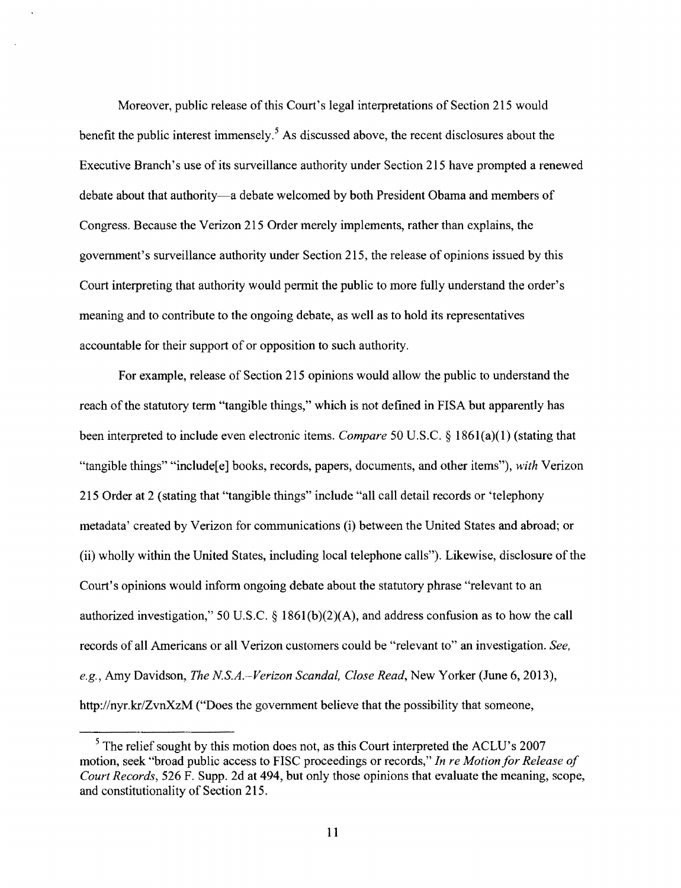Moreover, public release of this Court's legal interpretations of Section 215 would benefit the public interest immensely.[5] As discussed above, the recent disclosures about the Executive Branch's use of its surveillance authority under Section 215 have prompted a renewed debate about that authority—a debate welcomed by both President Obama and members of Congress. Because the Verizon 215 Order merely implements, rather than explains, the government's surveillance authority under Section 215, the release of opinions issued by this Court interpreting that authority would permit the public to more fully understand the order's meaning and to contribute to the ongoing debate, as well as to hold its representatives accountable for their support of or opposition to such authority.

For example, release of Section 215 opinions would allow the public to understand the reach of the statutory term "tangible things," which is not defined in FISA but apparently has been interpreted to include even electronic items. *Compare* 50 U.S.C. § 1861(a)(1) (stating that "tangible things" "include[e] books, records, papers, documents, and other items"), *with* Verizon 215 Order at 2 (stating that "tangible things" include "all call detail records or 'telephony metadata' created by Verizon for communications (i) between the United States and abroad; or (ii) wholly within the United States, including local telephone calls"). Likewise, disclosure of the Court's opinions would inform ongoing debate about the statutory phrase "relevant to an authorized investigation," 50 U.S.C. § 1861(b)(2)(A), and address confusion as to how the call records of all Americans or all Verizon customers could be "relevant to" an investigation. *See, e.g.*, Amy Davidson, *The N.S.A.–Verizon Scandal, Close Read*, New Yorker (June 6, 2013), http://nyr.kr/ZvnXzM ("Does the government believe that the possibility that someone,

---

[5] The relief sought by this motion does not, as this Court interpreted the ACLU's 2007 motion, seek "broad public access to FISC proceedings or records," *In re Motion for Release of Court Records*, 526 F. Supp. 2d at 494, but only those opinions that evaluate the meaning, scope, and constitutionality of Section 215.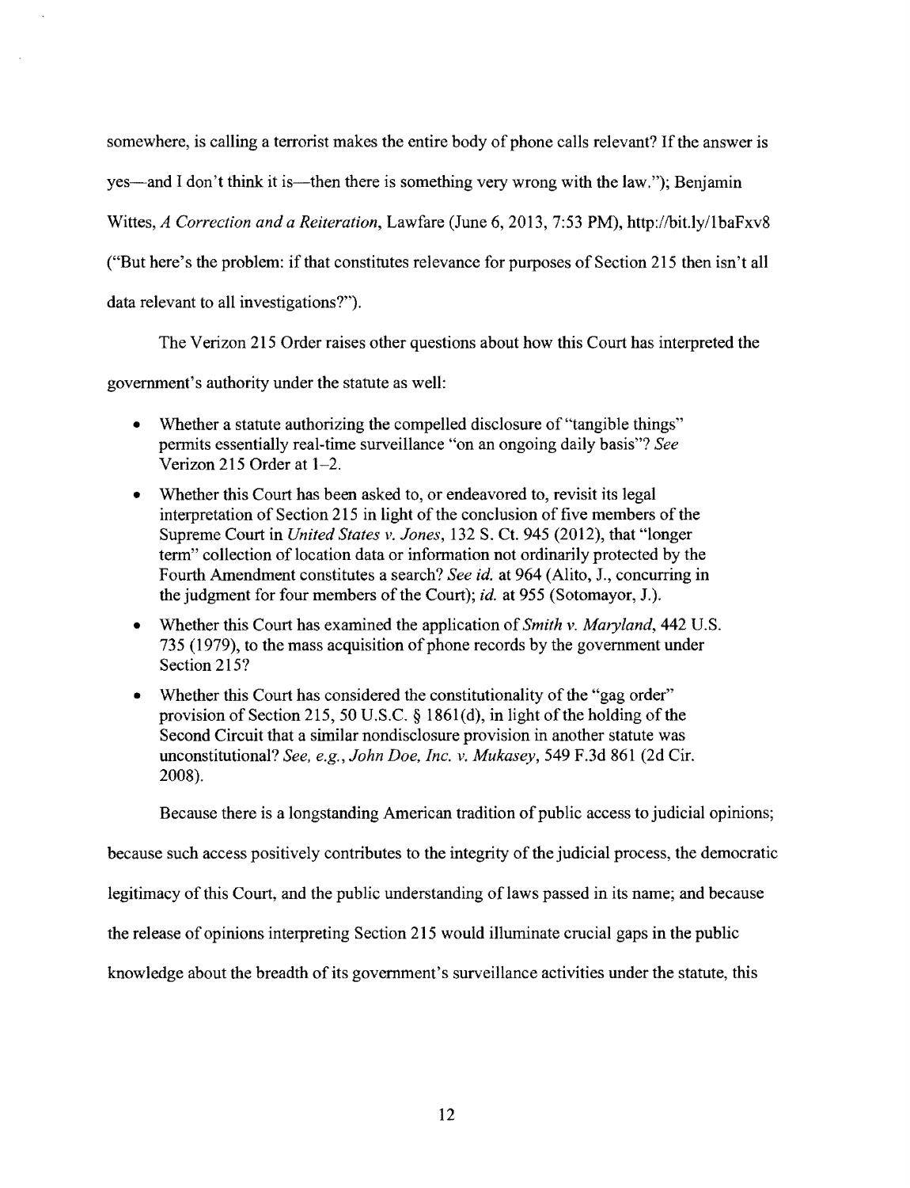somewhere, is calling a terrorist makes the entire body of phone calls relevant? If the answer is yes—and I don't think it is—then there is something very wrong with the law."); Benjamin Wittes, *A Correction and a Reiteration*, Lawfare (June 6, 2013, 7:53 PM), http://bit.ly/1baFxv8 ("But here's the problem: if that constitutes relevance for purposes of Section 215 then isn't all data relevant to all investigations?").

The Verizon 215 Order raises other questions about how this Court has interpreted the government's authority under the statute as well:

- Whether a statute authorizing the compelled disclosure of "tangible things" permits essentially real-time surveillance "on an ongoing daily basis"? *See* Verizon 215 Order at 1–2.
- Whether this Court has been asked to, or endeavored to, revisit its legal interpretation of Section 215 in light of the conclusion of five members of the Supreme Court in *United States v. Jones*, 132 S. Ct. 945 (2012), that "longer term" collection of location data or information not ordinarily protected by the Fourth Amendment constitutes a search? *See id.* at 964 (Alito, J., concurring in the judgment for four members of the Court); *id.* at 955 (Sotomayor, J.).
- Whether this Court has examined the application of *Smith v. Maryland*, 442 U.S. 735 (1979), to the mass acquisition of phone records by the government under Section 215?
- Whether this Court has considered the constitutionality of the "gag order" provision of Section 215, 50 U.S.C. § 1861(d), in light of the holding of the Second Circuit that a similar nondisclosure provision in another statute was unconstitutional? *See, e.g.*, *John Doe, Inc. v. Mukasey*, 549 F.3d 861 (2d Cir. 2008).

Because there is a longstanding American tradition of public access to judicial opinions; because such access positively contributes to the integrity of the judicial process, the democratic legitimacy of this Court, and the public understanding of laws passed in its name; and because the release of opinions interpreting Section 215 would illuminate crucial gaps in the public knowledge about the breadth of its government's surveillance activities under the statute, this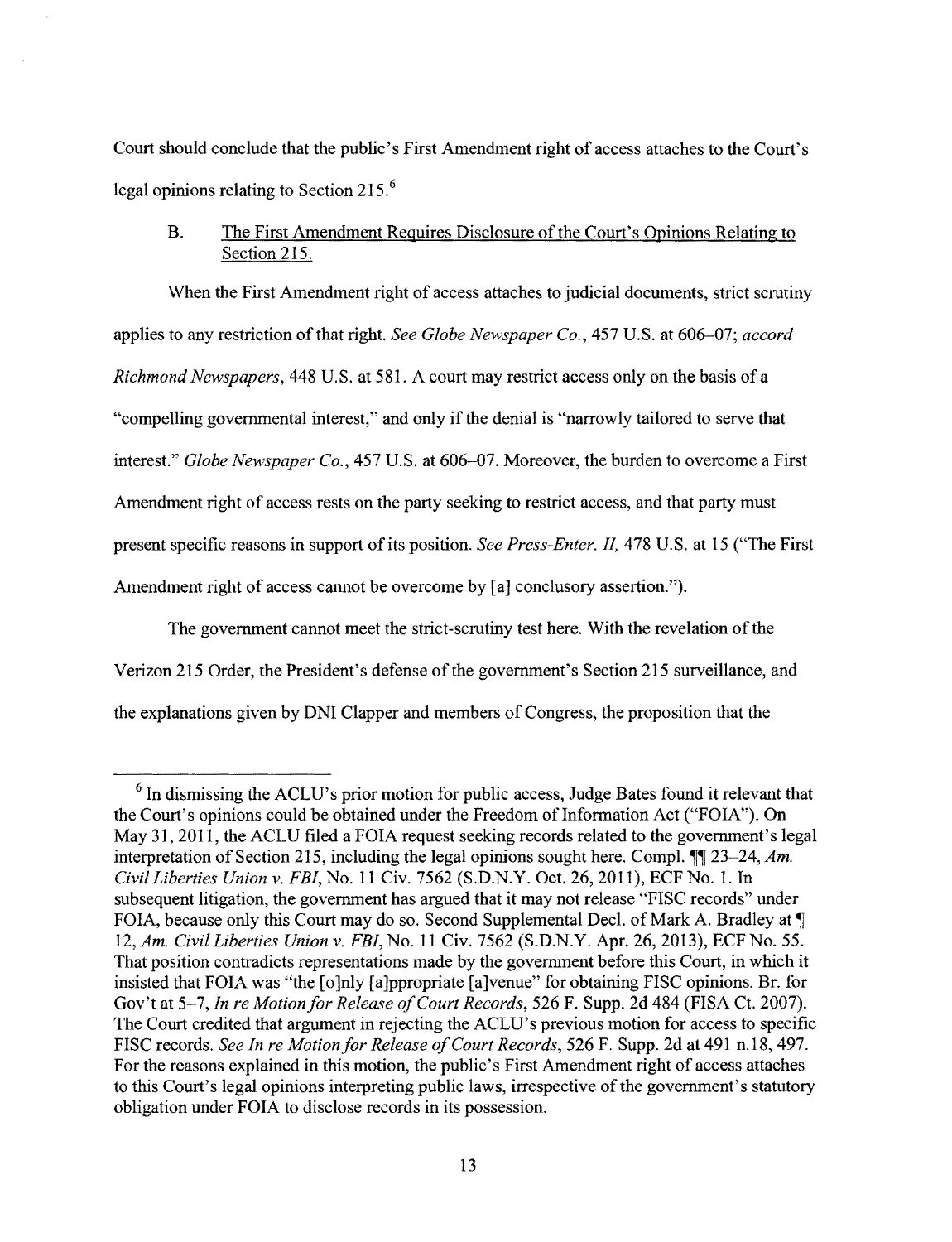Court should conclude that the public's First Amendment right of access attaches to the Court's legal opinions relating to Section 215.[6]

### B. The First Amendment Requires Disclosure of the Court's Opinions Relating to Section 215.

When the First Amendment right of access attaches to judicial documents, strict scrutiny applies to any restriction of that right. *See Globe Newspaper Co.*, 457 U.S. at 606–07; *accord Richmond Newspapers*, 448 U.S. at 581. A court may restrict access only on the basis of a "compelling governmental interest," and only if the denial is "narrowly tailored to serve that interest." *Globe Newspaper Co.*, 457 U.S. at 606–07. Moreover, the burden to overcome a First Amendment right of access rests on the party seeking to restrict access, and that party must present specific reasons in support of its position. *See Press-Enter. II*, 478 U.S. at 15 ("The First Amendment right of access cannot be overcome by [a] conclusory assertion.").

The government cannot meet the strict-scrutiny test here. With the revelation of the Verizon 215 Order, the President's defense of the government's Section 215 surveillance, and the explanations given by DNI Clapper and members of Congress, the proposition that the

---

[6] In dismissing the ACLU's prior motion for public access, Judge Bates found it relevant that the Court's opinions could be obtained under the Freedom of Information Act ("FOIA"). On May 31, 2011, the ACLU filed a FOIA request seeking records related to the government's legal interpretation of Section 215, including the legal opinions sought here. Compl. ¶¶ 23–24, *Am. Civil Liberties Union v. FBI*, No. 11 Civ. 7562 (S.D.N.Y. Oct. 26, 2011), ECF No. 1. In subsequent litigation, the government has argued that it may not release "FISC records" under FOIA, because only this Court may do so. Second Supplemental Decl. of Mark A. Bradley at ¶ 12, *Am. Civil Liberties Union v. FBI*, No. 11 Civ. 7562 (S.D.N.Y. Apr. 26, 2013), ECF No. 55. That position contradicts representations made by the government before this Court, in which it insisted that FOIA was "the [o]nly [a]ppropriate [a]venue" for obtaining FISC opinions. Br. for Gov't at 5–7, *In re Motion for Release of Court Records*, 526 F. Supp. 2d 484 (FISA Ct. 2007). The Court credited that argument in rejecting the ACLU's previous motion for access to specific FISC records. *See In re Motion for Release of Court Records*, 526 F. Supp. 2d at 491 n.18, 497. For the reasons explained in this motion, the public's First Amendment right of access attaches to this Court's legal opinions interpreting public laws, irrespective of the government's statutory obligation under FOIA to disclose records in its possession.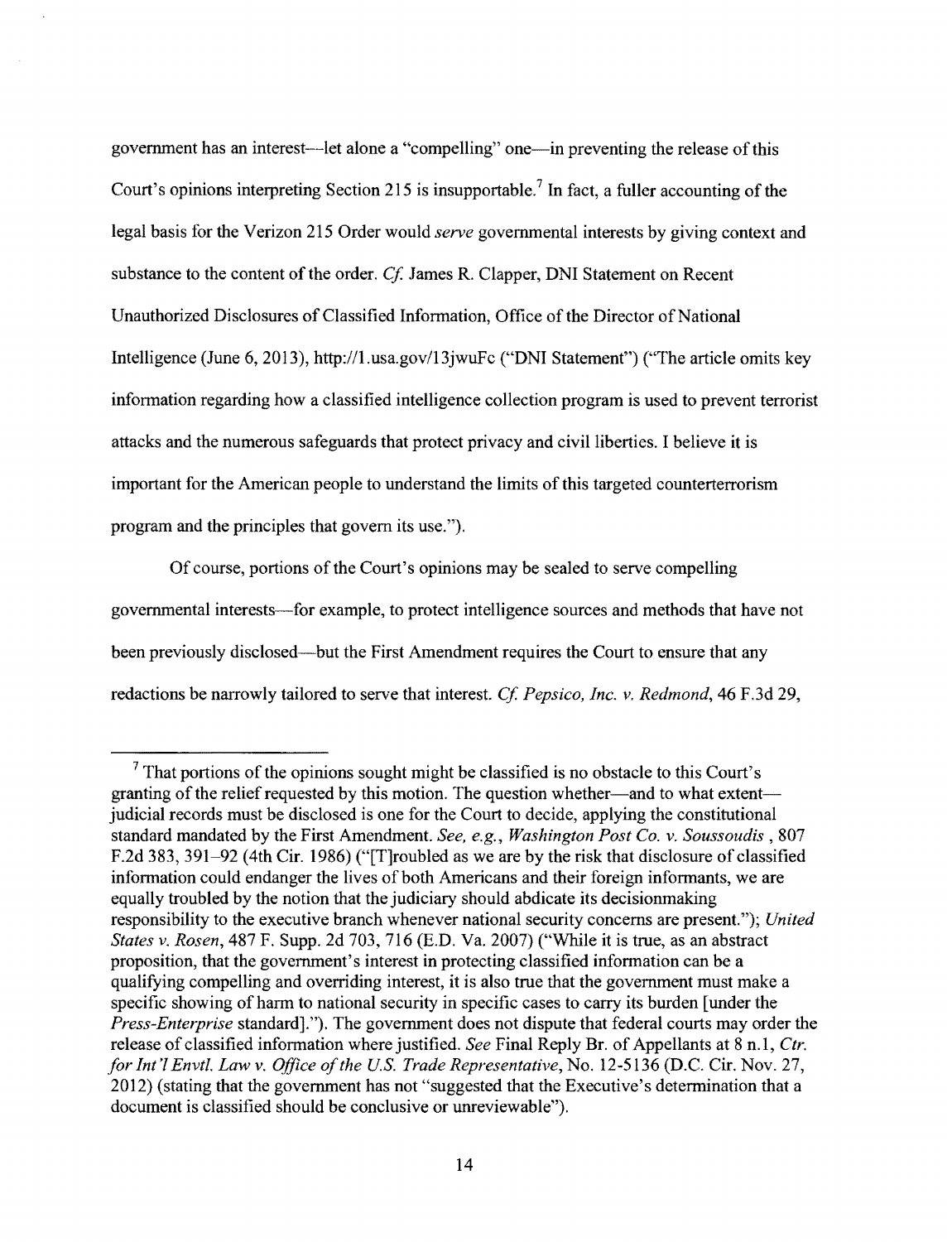government has an interest—let alone a "compelling" one—in preventing the release of this Court's opinions interpreting Section 215 is insupportable.[7] In fact, a fuller accounting of the legal basis for the Verizon 215 Order would *serve* governmental interests by giving context and substance to the content of the order. *Cf.* James R. Clapper, DNI Statement on Recent Unauthorized Disclosures of Classified Information, Office of the Director of National Intelligence (June 6, 2013), http://1.usa.gov/13jwuFc ("DNI Statement") ("The article omits key information regarding how a classified intelligence collection program is used to prevent terrorist attacks and the numerous safeguards that protect privacy and civil liberties. I believe it is important for the American people to understand the limits of this targeted counterterrorism program and the principles that govern its use.").

Of course, portions of the Court's opinions may be sealed to serve compelling governmental interests—for example, to protect intelligence sources and methods that have not been previously disclosed—but the First Amendment requires the Court to ensure that any redactions be narrowly tailored to serve that interest. *Cf. Pepsico, Inc. v. Redmond*, 46 F.3d 29,

---

[7] That portions of the opinions sought might be classified is no obstacle to this Court's granting of the relief requested by this motion. The question whether—and to what extent—judicial records must be disclosed is one for the Court to decide, applying the constitutional standard mandated by the First Amendment. *See, e.g., Washington Post Co. v. Soussoudis* , 807 F.2d 383, 391–92 (4th Cir. 1986) ("[T]roubled as we are by the risk that disclosure of classified information could endanger the lives of both Americans and their foreign informants, we are equally troubled by the notion that the judiciary should abdicate its decisionmaking responsibility to the executive branch whenever national security concerns are present."); *United States v. Rosen*, 487 F. Supp. 2d 703, 716 (E.D. Va. 2007) ("While it is true, as an abstract proposition, that the government's interest in protecting classified information can be a qualifying compelling and overriding interest, it is also true that the government must make a specific showing of harm to national security in specific cases to carry its burden [under the *Press-Enterprise* standard]."). The government does not dispute that federal courts may order the release of classified information where justified. *See* Final Reply Br. of Appellants at 8 n.1, *Ctr. for Int'l Envtl. Law v. Office of the U.S. Trade Representative*, No. 12-5136 (D.C. Cir. Nov. 27, 2012) (stating that the government has not "suggested that the Executive's determination that a document is classified should be conclusive or unreviewable").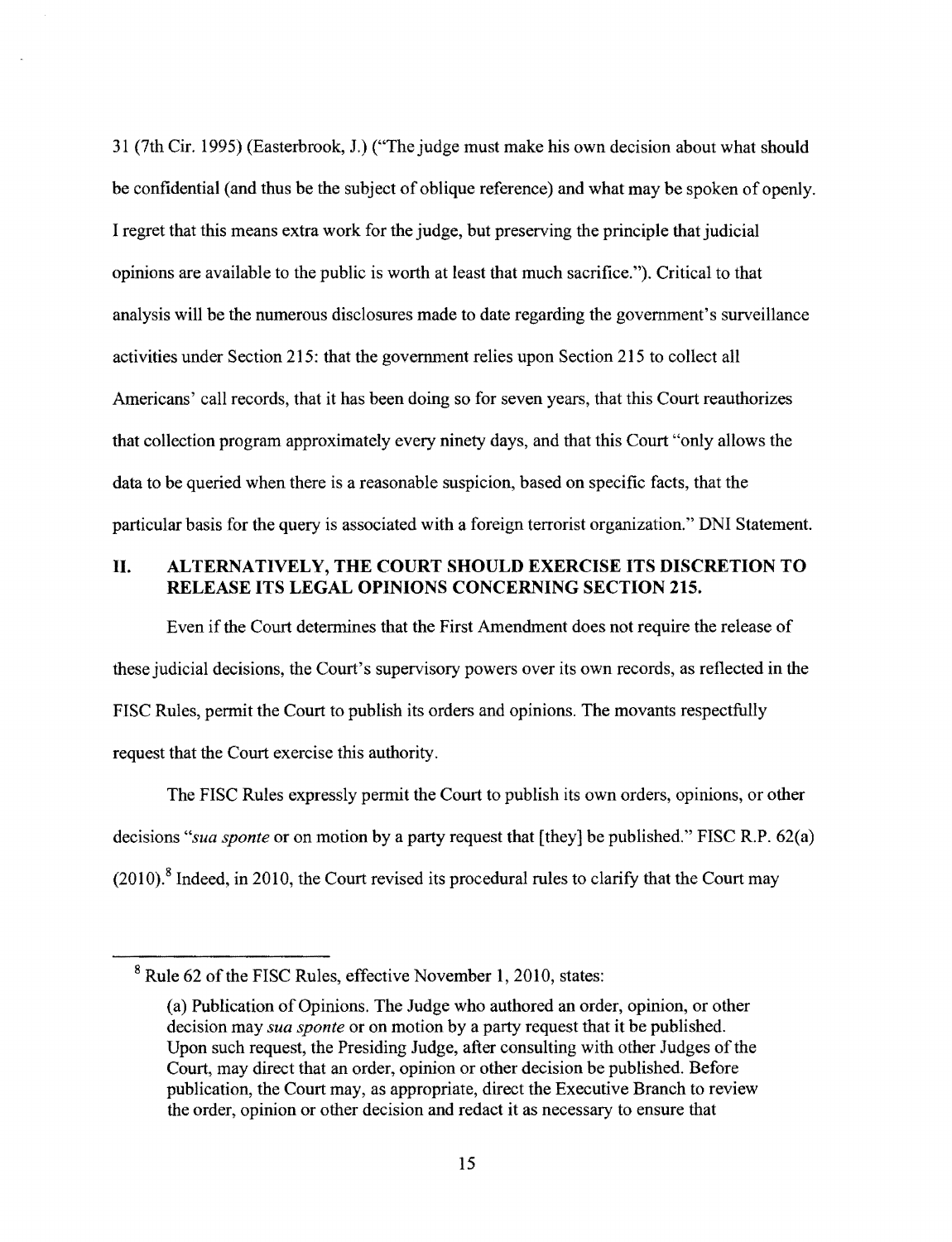31 (7th Cir. 1995) (Easterbrook, J.) ("The judge must make his own decision about what should be confidential (and thus be the subject of oblique reference) and what may be spoken of openly. I regret that this means extra work for the judge, but preserving the principle that judicial opinions are available to the public is worth at least that much sacrifice."). Critical to that analysis will be the numerous disclosures made to date regarding the government's surveillance activities under Section 215: that the government relies upon Section 215 to collect all Americans' call records, that it has been doing so for seven years, that this Court reauthorizes that collection program approximately every ninety days, and that this Court "only allows the data to be queried when there is a reasonable suspicion, based on specific facts, that the particular basis for the query is associated with a foreign terrorist organization." DNI Statement.

## II. ALTERNATIVELY, THE COURT SHOULD EXERCISE ITS DISCRETION TO RELEASE ITS LEGAL OPINIONS CONCERNING SECTION 215.

Even if the Court determines that the First Amendment does not require the release of these judicial decisions, the Court's supervisory powers over its own records, as reflected in the FISC Rules, permit the Court to publish its orders and opinions. The movants respectfully request that the Court exercise this authority.

The FISC Rules expressly permit the Court to publish its own orders, opinions, or other decisions "*sua sponte* or on motion by a party request that [they] be published." FISC R.P. 62(a) (2010).[8] Indeed, in 2010, the Court revised its procedural rules to clarify that the Court may

---

[8] Rule 62 of the FISC Rules, effective November 1, 2010, states:

> (a) Publication of Opinions. The Judge who authored an order, opinion, or other decision may *sua sponte* or on motion by a party request that it be published. Upon such request, the Presiding Judge, after consulting with other Judges of the Court, may direct that an order, opinion or other decision be published. Before publication, the Court may, as appropriate, direct the Executive Branch to review the order, opinion or other decision and redact it as necessary to ensure that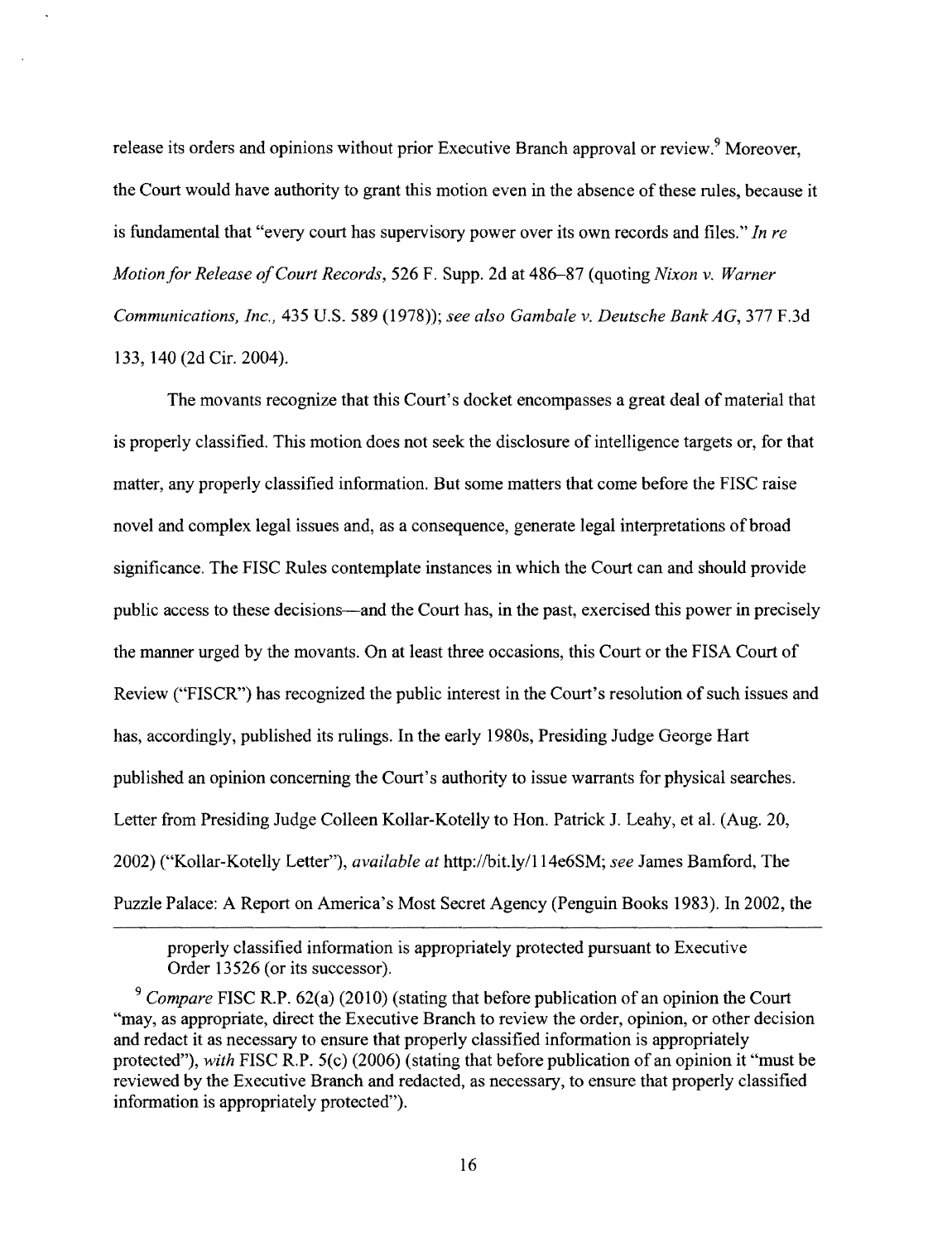release its orders and opinions without prior Executive Branch approval or review.[9] Moreover, the Court would have authority to grant this motion even in the absence of these rules, because it is fundamental that "every court has supervisory power over its own records and files." *In re Motion for Release of Court Records*, 526 F. Supp. 2d at 486–87 (quoting *Nixon v. Warner Communications, Inc.*, 435 U.S. 589 (1978)); *see also Gambale v. Deutsche Bank AG*, 377 F.3d 133, 140 (2d Cir. 2004).

The movants recognize that this Court's docket encompasses a great deal of material that is properly classified. This motion does not seek the disclosure of intelligence targets or, for that matter, any properly classified information. But some matters that come before the FISC raise novel and complex legal issues and, as a consequence, generate legal interpretations of broad significance. The FISC Rules contemplate instances in which the Court can and should provide public access to these decisions—and the Court has, in the past, exercised this power in precisely the manner urged by the movants. On at least three occasions, this Court or the FISA Court of Review ("FISCR") has recognized the public interest in the Court's resolution of such issues and has, accordingly, published its rulings. In the early 1980s, Presiding Judge George Hart published an opinion concerning the Court's authority to issue warrants for physical searches. Letter from Presiding Judge Colleen Kollar-Kotelly to Hon. Patrick J. Leahy, et al. (Aug. 20, 2002) ("Kollar-Kotelly Letter"), *available at* http://bit.ly/114e6SM; *see* James Bamford, The Puzzle Palace: A Report on America's Most Secret Agency (Penguin Books 1983). In 2002, the

---

properly classified information is appropriately protected pursuant to Executive Order 13526 (or its successor).

[9] *Compare* FISC R.P. 62(a) (2010) (stating that before publication of an opinion the Court "may, as appropriate, direct the Executive Branch to review the order, opinion, or other decision and redact it as necessary to ensure that properly classified information is appropriately protected"), *with* FISC R.P. 5(c) (2006) (stating that before publication of an opinion it "must be reviewed by the Executive Branch and redacted, as necessary, to ensure that properly classified information is appropriately protected").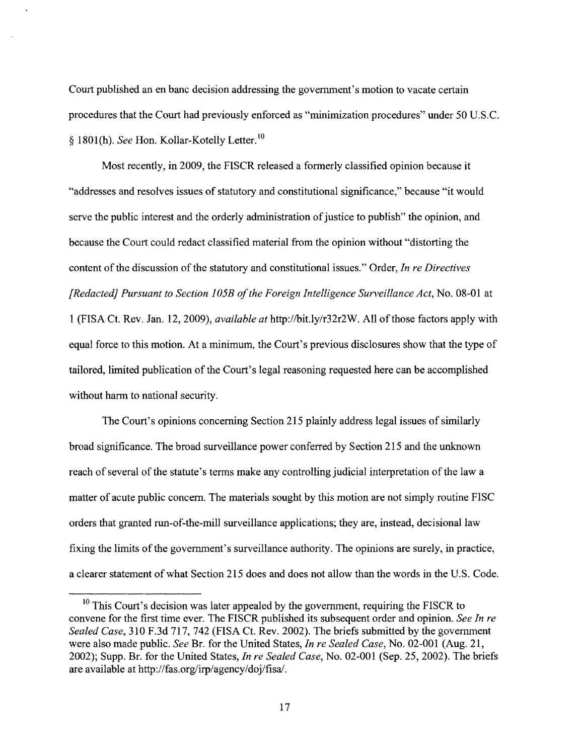Court published an en banc decision addressing the government's motion to vacate certain procedures that the Court had previously enforced as "minimization procedures" under 50 U.S.C. § 1801(h). *See* Hon. Kollar-Kotelly Letter.[10]

Most recently, in 2009, the FISCR released a formerly classified opinion because it "addresses and resolves issues of statutory and constitutional significance," because "it would serve the public interest and the orderly administration of justice to publish" the opinion, and because the Court could redact classified material from the opinion without "distorting the content of the discussion of the statutory and constitutional issues." Order, *In re Directives [Redacted] Pursuant to Section 105B of the Foreign Intelligence Surveillance Act*, No. 08-01 at 1 (FISA Ct. Rev. Jan. 12, 2009), *available at* http://bit.ly/r32r2W. All of those factors apply with equal force to this motion. At a minimum, the Court's previous disclosures show that the type of tailored, limited publication of the Court's legal reasoning requested here can be accomplished without harm to national security.

The Court's opinions concerning Section 215 plainly address legal issues of similarly broad significance. The broad surveillance power conferred by Section 215 and the unknown reach of several of the statute's terms make any controlling judicial interpretation of the law a matter of acute public concern. The materials sought by this motion are not simply routine FISC orders that granted run-of-the-mill surveillance applications; they are, instead, decisional law fixing the limits of the government's surveillance authority. The opinions are surely, in practice, a clearer statement of what Section 215 does and does not allow than the words in the U.S. Code.

---

[10] This Court's decision was later appealed by the government, requiring the FISCR to convene for the first time ever. The FISCR published its subsequent order and opinion. *See In re Sealed Case*, 310 F.3d 717, 742 (FISA Ct. Rev. 2002). The briefs submitted by the government were also made public. *See* Br. for the United States, *In re Sealed Case*, No. 02-001 (Aug. 21, 2002); Supp. Br. for the United States, *In re Sealed Case*, No. 02-001 (Sep. 25, 2002). The briefs are available at http://fas.org/irp/agency/doj/fisa/.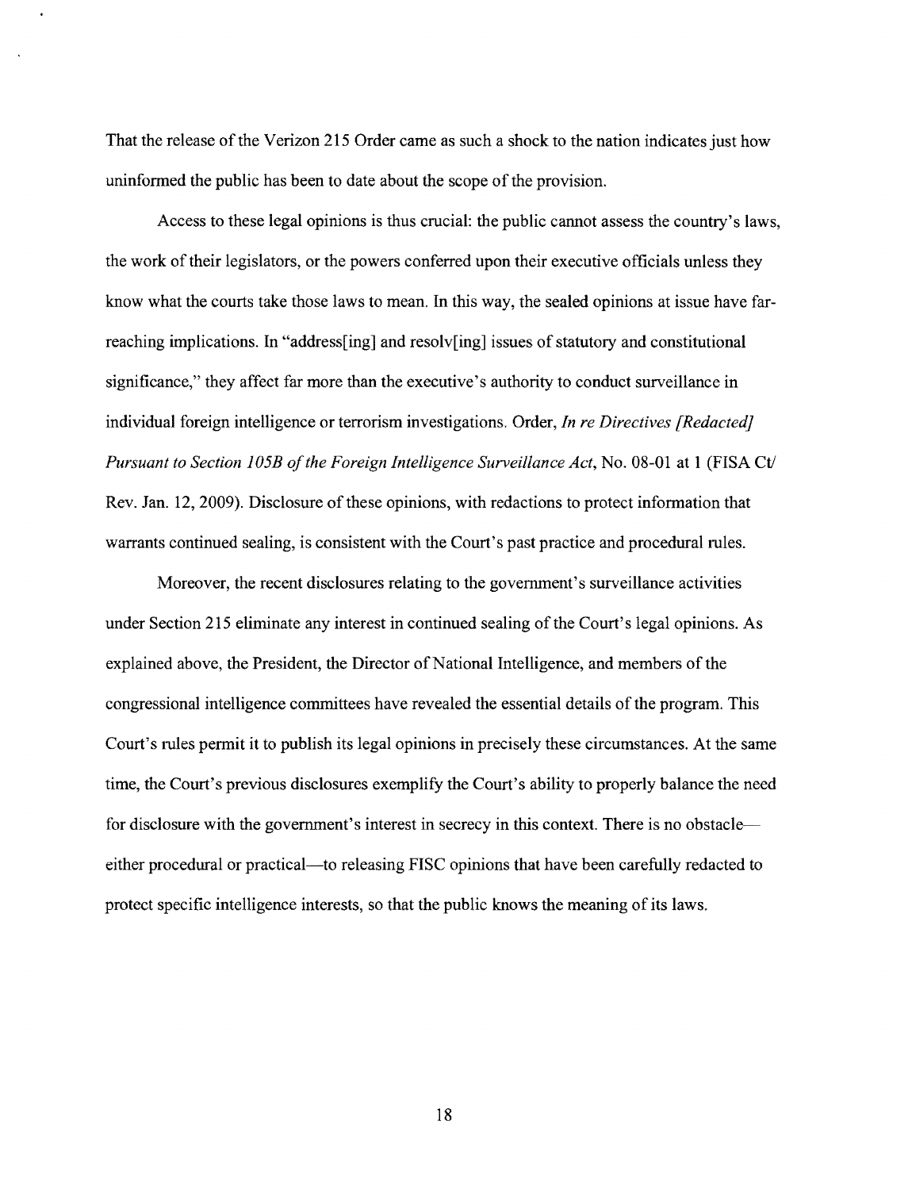That the release of the Verizon 215 Order came as such a shock to the nation indicates just how uninformed the public has been to date about the scope of the provision.

Access to these legal opinions is thus crucial: the public cannot assess the country's laws, the work of their legislators, or the powers conferred upon their executive officials unless they know what the courts take those laws to mean. In this way, the sealed opinions at issue have far-reaching implications. In "address[ing] and resolv[ing] issues of statutory and constitutional significance," they affect far more than the executive's authority to conduct surveillance in individual foreign intelligence or terrorism investigations. Order, *In re Directives [Redacted] Pursuant to Section 105B of the Foreign Intelligence Surveillance Act*, No. 08-01 at 1 (FISA Ct/ Rev. Jan. 12, 2009). Disclosure of these opinions, with redactions to protect information that warrants continued sealing, is consistent with the Court's past practice and procedural rules.

Moreover, the recent disclosures relating to the government's surveillance activities under Section 215 eliminate any interest in continued sealing of the Court's legal opinions. As explained above, the President, the Director of National Intelligence, and members of the congressional intelligence committees have revealed the essential details of the program. This Court's rules permit it to publish its legal opinions in precisely these circumstances. At the same time, the Court's previous disclosures exemplify the Court's ability to properly balance the need for disclosure with the government's interest in secrecy in this context. There is no obstacle—either procedural or practical—to releasing FISC opinions that have been carefully redacted to protect specific intelligence interests, so that the public knows the meaning of its laws.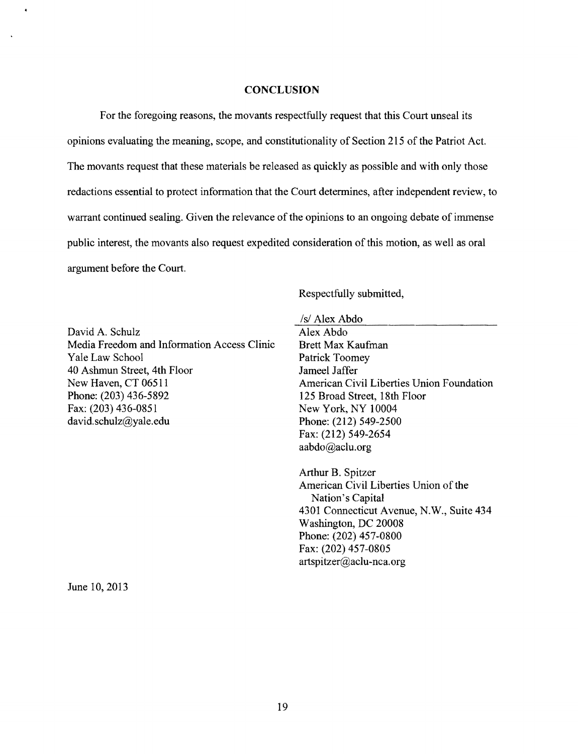## CONCLUSION

For the foregoing reasons, the movants respectfully request that this Court unseal its opinions evaluating the meaning, scope, and constitutionality of Section 215 of the Patriot Act. The movants request that these materials be released as quickly as possible and with only those redactions essential to protect information that the Court determines, after independent review, to warrant continued sealing. Given the relevance of the opinions to an ongoing debate of immense public interest, the movants also request expedited consideration of this motion, as well as oral argument before the Court.

Respectfully submitted,

/s/ Alex Abdo
Alex Abdo
Brett Max Kaufman
Patrick Toomey
Jameel Jaffer
American Civil Liberties Union Foundation
125 Broad Street, 18th Floor
New York, NY 10004
Phone: (212) 549-2500
Fax: (212) 549-2654
aabdo@aclu.org

Arthur B. Spitzer
American Civil Liberties Union of the Nation's Capital
4301 Connecticut Avenue, N.W., Suite 434
Washington, DC 20008
Phone: (202) 457-0800
Fax: (202) 457-0805
artspitzer@aclu-nca.org

David A. Schulz
Media Freedom and Information Access Clinic
Yale Law School
40 Ashmun Street, 4th Floor
New Haven, CT 06511
Phone: (203) 436-5892
Fax: (203) 436-0851
david.schulz@yale.edu

June 10, 2013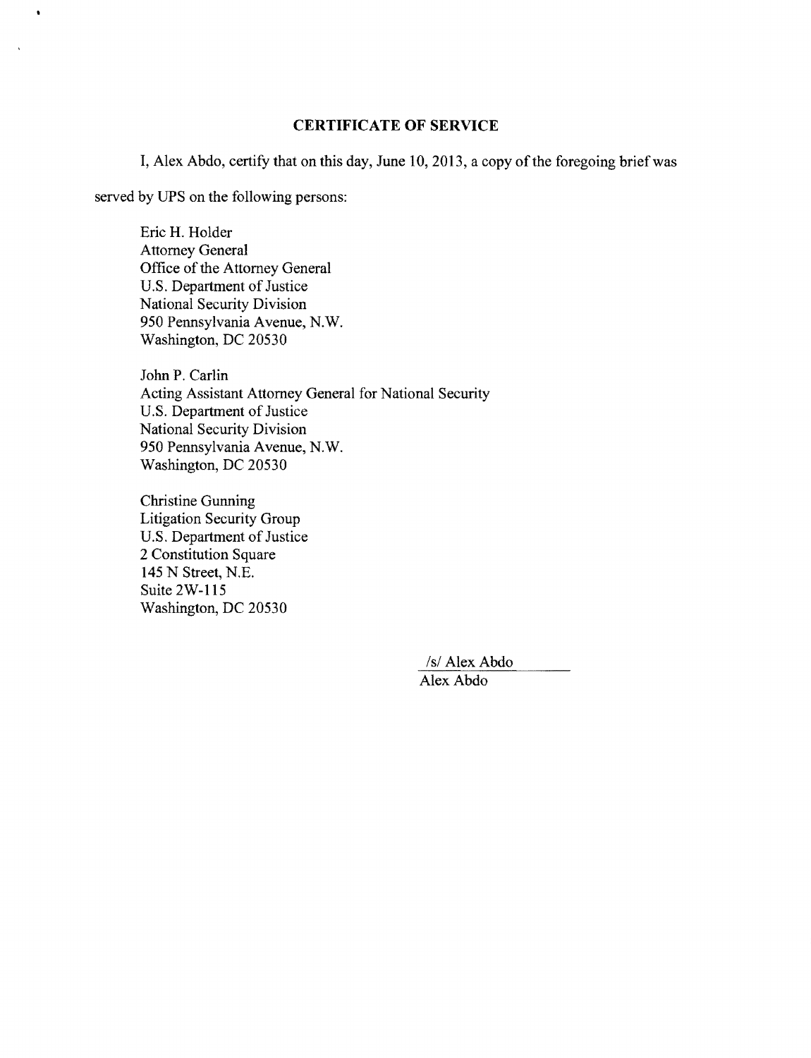## CERTIFICATE OF SERVICE

I, Alex Abdo, certify that on this day, June 10, 2013, a copy of the foregoing brief was served by UPS on the following persons:

Eric H. Holder  
Attorney General  
Office of the Attorney General  
U.S. Department of Justice  
National Security Division  
950 Pennsylvania Avenue, N.W.  
Washington, DC 20530

John P. Carlin  
Acting Assistant Attorney General for National Security  
U.S. Department of Justice  
National Security Division  
950 Pennsylvania Avenue, N.W.  
Washington, DC 20530

Christine Gunning  
Litigation Security Group  
U.S. Department of Justice  
2 Constitution Square  
145 N Street, N.E.  
Suite 2W-115  
Washington, DC 20530

/s/ Alex Abdo  
Alex Abdo